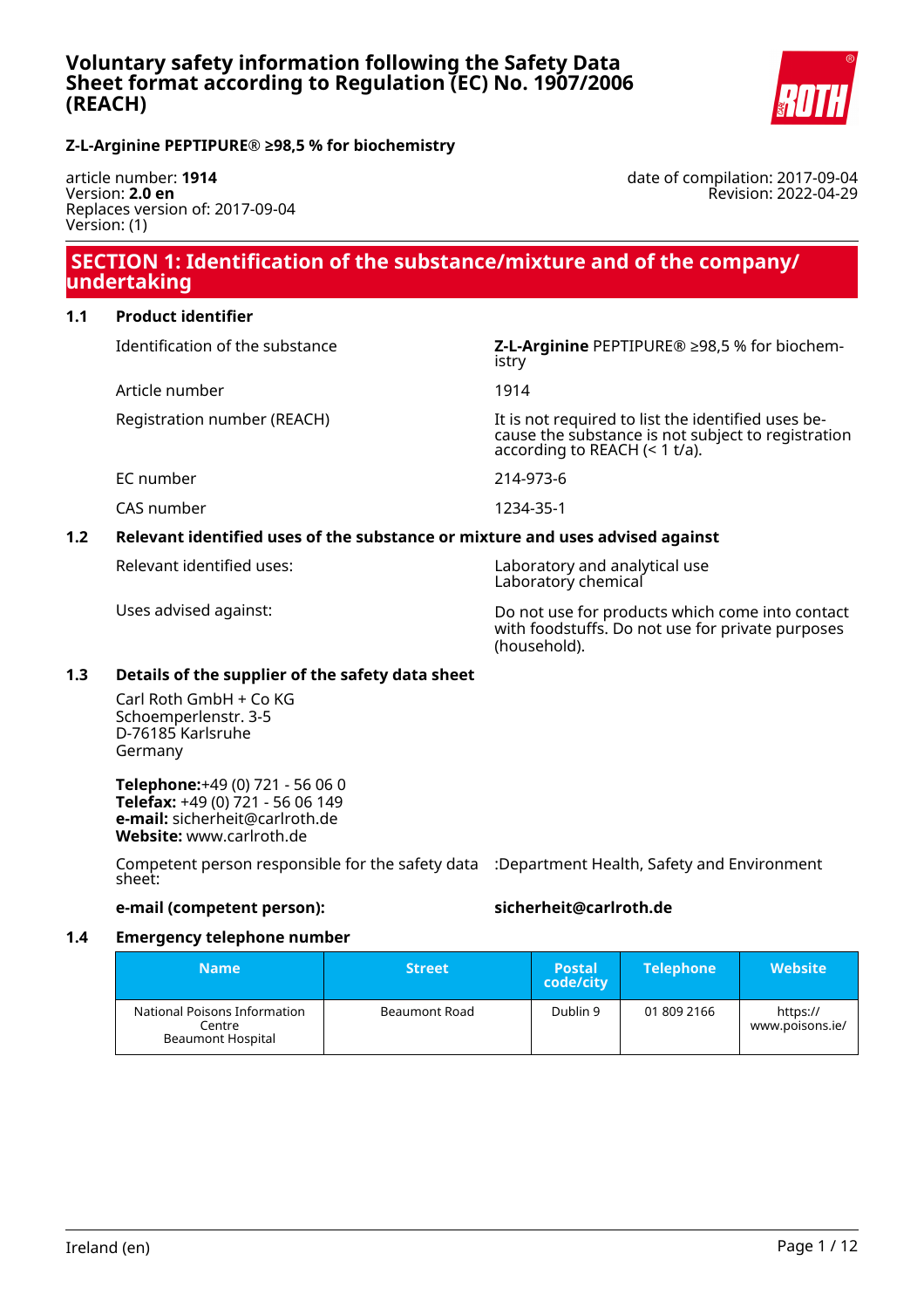# Voluntary safety information following the Safety Data Sheet format according to Regulation (EC) No. 1907/2006 (REACH)

**Z-L-Arginine PEPTIPURE® ≥98,5 % for biochemistry**

article number: **1914**
Version: **2.0 en**
Replaces version of: 2017-09-04
Version: (1)

date of compilation: 2017-09-04
Revision: 2022-04-29

## SECTION 1: Identification of the substance/mixture and of the company/undertaking

### 1.1 Product identifier

| | |
|---|---|
| Identification of the substance | **Z-L-Arginine** PEPTIPURE® ≥98,5 % for biochemistry |
| Article number | 1914 |
| Registration number (REACH) | It is not required to list the identified uses because the substance is not subject to registration according to REACH (< 1 t/a). |
| EC number | 214-973-6 |
| CAS number | 1234-35-1 |

### 1.2 Relevant identified uses of the substance or mixture and uses advised against

| | |
|---|---|
| Relevant identified uses: | Laboratory and analytical use<br>Laboratory chemical |
| Uses advised against: | Do not use for products which come into contact with foodstuffs. Do not use for private purposes (household). |

### 1.3 Details of the supplier of the safety data sheet

Carl Roth GmbH + Co KG
Schoemperlenstr. 3-5
D-76185 Karlsruhe
Germany

**Telephone:**+49 (0) 721 - 56 06 0
**Telefax:** +49 (0) 721 - 56 06 149
**e-mail:** sicherheit@carlroth.de
**Website:** www.carlroth.de

| | |
|---|---|
| Competent person responsible for the safety data sheet: | :Department Health, Safety and Environment |
| **e-mail (competent person):** | **sicherheit@carlroth.de** |

### 1.4 Emergency telephone number

| Name | Street | Postal code/city | Telephone | Website |
|---|---|---|---|---|
| National Poisons Information Centre<br>Beaumont Hospital | Beaumont Road | Dublin 9 | 01 809 2166 | https://www.poisons.ie/ |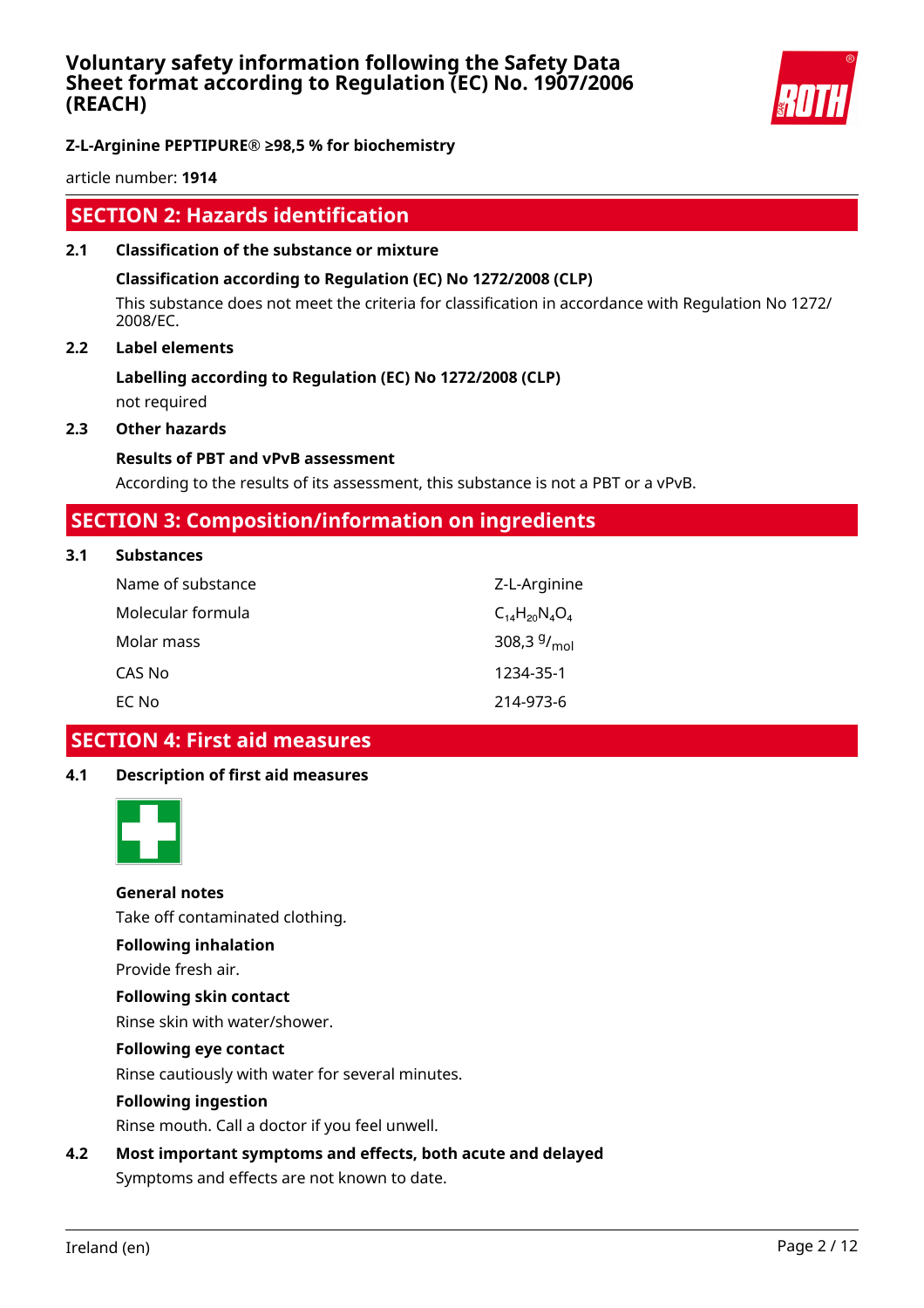## SECTION 2: Hazards identification

### 2.1 Classification of the substance or mixture

**Classification according to Regulation (EC) No 1272/2008 (CLP)**

This substance does not meet the criteria for classification in accordance with Regulation No 1272/2008/EC.

### 2.2 Label elements

**Labelling according to Regulation (EC) No 1272/2008 (CLP)**

not required

### 2.3 Other hazards

**Results of PBT and vPvB assessment**

According to the results of its assessment, this substance is not a PBT or a vPvB.

## SECTION 3: Composition/information on ingredients

### 3.1 Substances

| | |
|---|---|
| Name of substance | Z-L-Arginine |
| Molecular formula | $C_{14}H_{20}N_4O_4$ |
| Molar mass | 308,3 $^{g}/_{mol}$ |
| CAS No | 1234-35-1 |
| EC No | 214-973-6 |

## SECTION 4: First aid measures

### 4.1 Description of first aid measures

**General notes**

Take off contaminated clothing.

**Following inhalation**

Provide fresh air.

**Following skin contact**

Rinse skin with water/shower.

**Following eye contact**

Rinse cautiously with water for several minutes.

**Following ingestion**

Rinse mouth. Call a doctor if you feel unwell.

### 4.2 Most important symptoms and effects, both acute and delayed

Symptoms and effects are not known to date.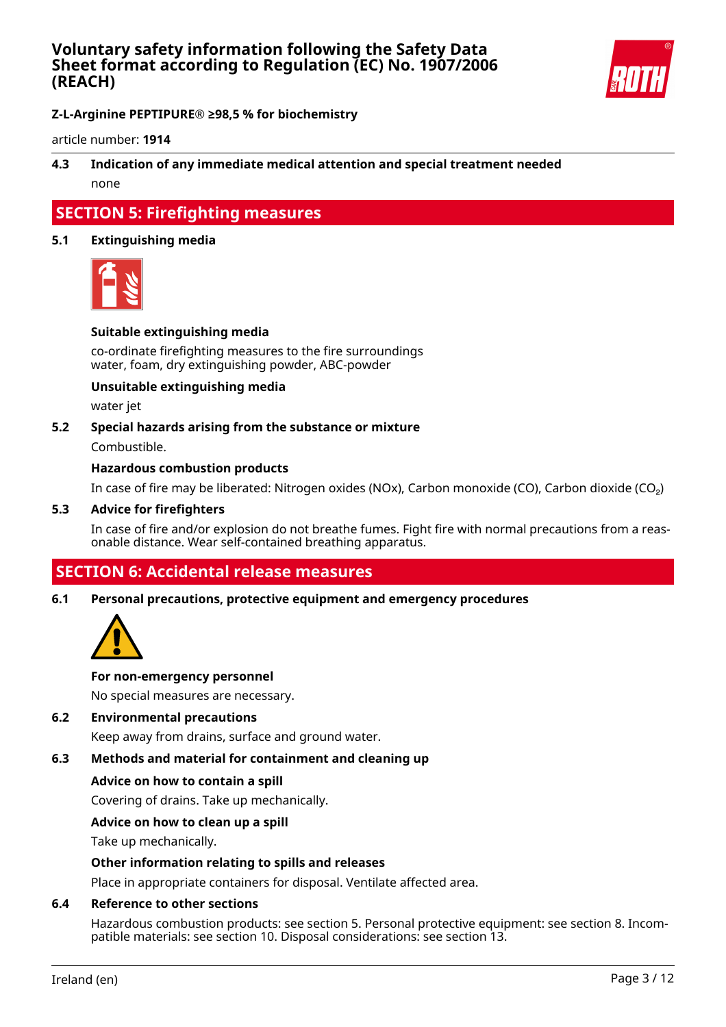Z-L-Arginine PEPTIPURE® ≥98,5 % for biochemistry

article number: **1914**

**4.3 Indication of any immediate medical attention and special treatment needed**

none

## SECTION 5: Firefighting measures

**5.1 Extinguishing media**

**Suitable extinguishing media**

co-ordinate firefighting measures to the fire surroundings
water, foam, dry extinguishing powder, ABC-powder

**Unsuitable extinguishing media**

water jet

**5.2 Special hazards arising from the substance or mixture**

Combustible.

**Hazardous combustion products**

In case of fire may be liberated: Nitrogen oxides (NOx), Carbon monoxide (CO), Carbon dioxide ($CO_2$)

**5.3 Advice for firefighters**

In case of fire and/or explosion do not breathe fumes. Fight fire with normal precautions from a reasonable distance. Wear self-contained breathing apparatus.

## SECTION 6: Accidental release measures

**6.1 Personal precautions, protective equipment and emergency procedures**

**For non-emergency personnel**

No special measures are necessary.

**6.2 Environmental precautions**

Keep away from drains, surface and ground water.

**6.3 Methods and material for containment and cleaning up**

**Advice on how to contain a spill**

Covering of drains. Take up mechanically.

**Advice on how to clean up a spill**

Take up mechanically.

**Other information relating to spills and releases**

Place in appropriate containers for disposal. Ventilate affected area.

**6.4 Reference to other sections**

Hazardous combustion products: see section 5. Personal protective equipment: see section 8. Incompatible materials: see section 10. Disposal considerations: see section 13.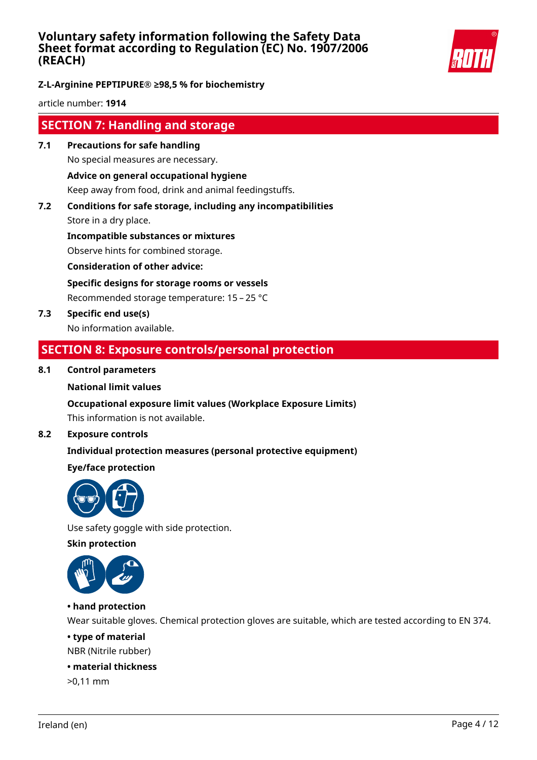## SECTION 7: Handling and storage

**7.1 Precautions for safe handling**

No special measures are necessary.

**Advice on general occupational hygiene**

Keep away from food, drink and animal feedingstuffs.

**7.2 Conditions for safe storage, including any incompatibilities**

Store in a dry place.

**Incompatible substances or mixtures**

Observe hints for combined storage.

**Consideration of other advice:**

**Specific designs for storage rooms or vessels**

Recommended storage temperature: 15 – 25 °C

**7.3 Specific end use(s)**

No information available.

## SECTION 8: Exposure controls/personal protection

**8.1 Control parameters**

**National limit values**

**Occupational exposure limit values (Workplace Exposure Limits)**

This information is not available.

**8.2 Exposure controls**

**Individual protection measures (personal protective equipment)**

**Eye/face protection**

Use safety goggle with side protection.

**Skin protection**

**• hand protection**

Wear suitable gloves. Chemical protection gloves are suitable, which are tested according to EN 374.

**• type of material**

NBR (Nitrile rubber)

**• material thickness**

>0,11 mm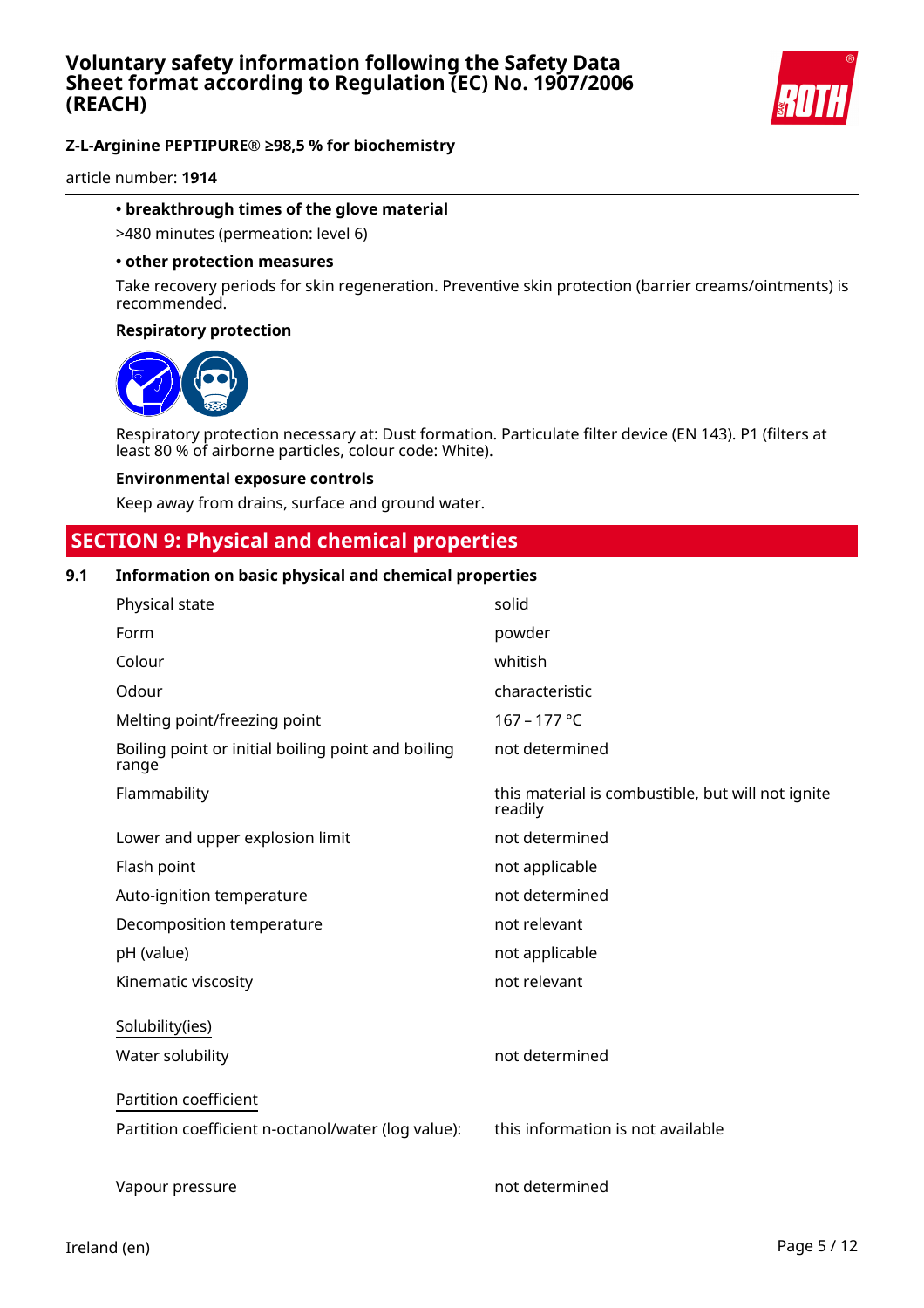**• breakthrough times of the glove material**

>480 minutes (permeation: level 6)

**• other protection measures**

Take recovery periods for skin regeneration. Preventive skin protection (barrier creams/ointments) is recommended.

**Respiratory protection**

Respiratory protection necessary at: Dust formation. Particulate filter device (EN 143). P1 (filters at least 80 % of airborne particles, colour code: White).

**Environmental exposure controls**

Keep away from drains, surface and ground water.

## SECTION 9: Physical and chemical properties

### 9.1 Information on basic physical and chemical properties

| | |
|---|---|
| Physical state | solid |
| Form | powder |
| Colour | whitish |
| Odour | characteristic |
| Melting point/freezing point | 167 – 177 °C |
| Boiling point or initial boiling point and boiling range | not determined |
| Flammability | this material is combustible, but will not ignite readily |
| Lower and upper explosion limit | not determined |
| Flash point | not applicable |
| Auto-ignition temperature | not determined |
| Decomposition temperature | not relevant |
| pH (value) | not applicable |
| Kinematic viscosity | not relevant |
| Solubility(ies) | |
| Water solubility | not determined |
| Partition coefficient | |
| Partition coefficient n-octanol/water (log value): | this information is not available |
| Vapour pressure | not determined |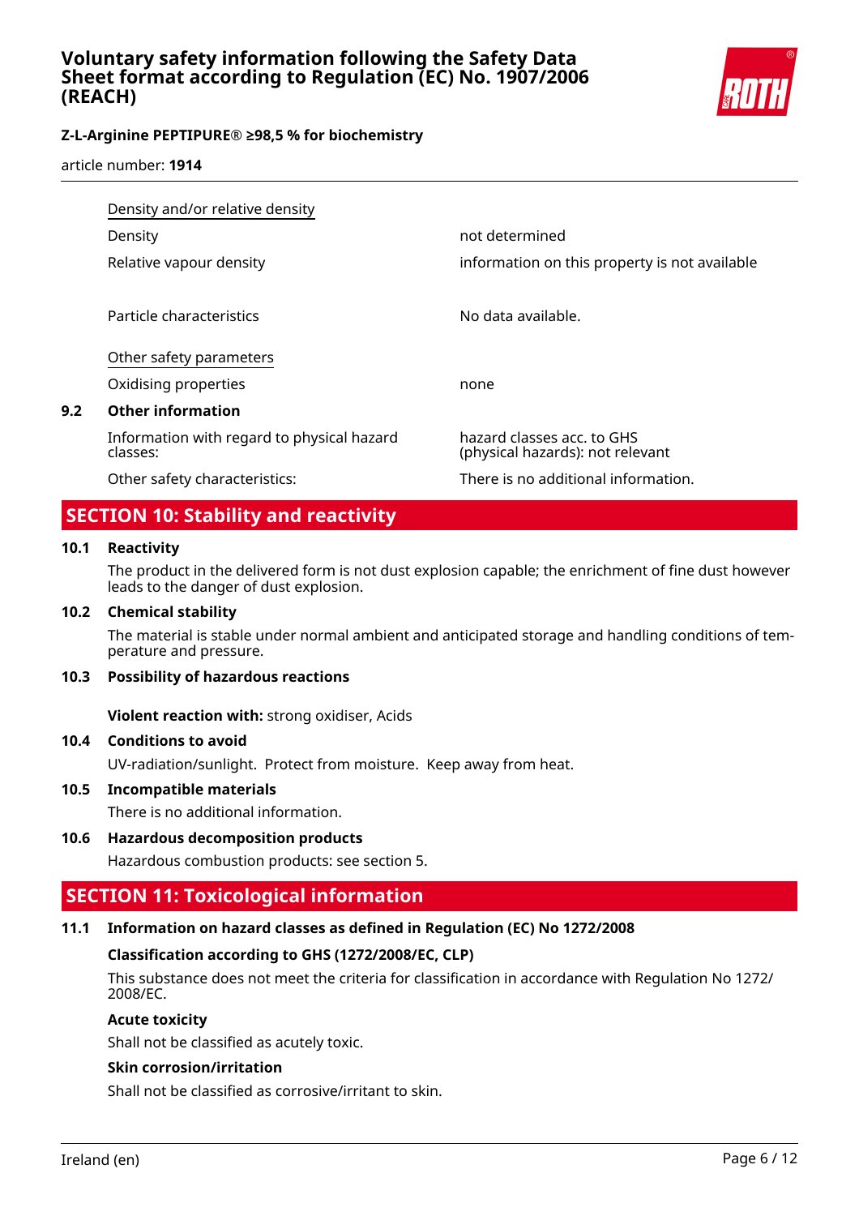| | |
|---|---|
| Density and/or relative density | |
| Density | not determined |
| Relative vapour density | information on this property is not available |
| Particle characteristics | No data available. |
| Other safety parameters | |
| Oxidising properties | none |

### 9.2 Other information

| | |
|---|---|
| Information with regard to physical hazard classes: | hazard classes acc. to GHS (physical hazards): not relevant |
| Other safety characteristics: | There is no additional information. |

## SECTION 10: Stability and reactivity

### 10.1 Reactivity

The product in the delivered form is not dust explosion capable; the enrichment of fine dust however leads to the danger of dust explosion.

### 10.2 Chemical stability

The material is stable under normal ambient and anticipated storage and handling conditions of temperature and pressure.

### 10.3 Possibility of hazardous reactions

**Violent reaction with:** strong oxidiser, Acids

### 10.4 Conditions to avoid

UV-radiation/sunlight. Protect from moisture. Keep away from heat.

### 10.5 Incompatible materials

There is no additional information.

### 10.6 Hazardous decomposition products

Hazardous combustion products: see section 5.

## SECTION 11: Toxicological information

### 11.1 Information on hazard classes as defined in Regulation (EC) No 1272/2008

**Classification according to GHS (1272/2008/EC, CLP)**

This substance does not meet the criteria for classification in accordance with Regulation No 1272/2008/EC.

**Acute toxicity**

Shall not be classified as acutely toxic.

**Skin corrosion/irritation**

Shall not be classified as corrosive/irritant to skin.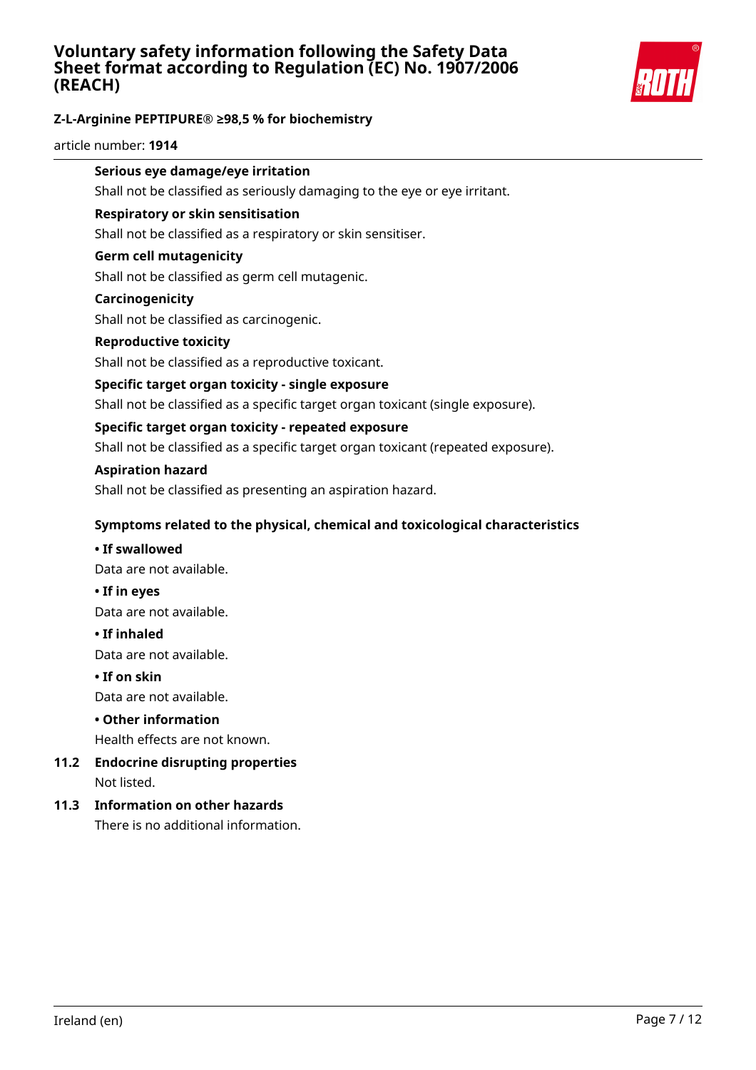**Serious eye damage/eye irritation**

Shall not be classified as seriously damaging to the eye or eye irritant.

**Respiratory or skin sensitisation**

Shall not be classified as a respiratory or skin sensitiser.

**Germ cell mutagenicity**

Shall not be classified as germ cell mutagenic.

**Carcinogenicity**

Shall not be classified as carcinogenic.

**Reproductive toxicity**

Shall not be classified as a reproductive toxicant.

**Specific target organ toxicity - single exposure**

Shall not be classified as a specific target organ toxicant (single exposure).

**Specific target organ toxicity - repeated exposure**

Shall not be classified as a specific target organ toxicant (repeated exposure).

**Aspiration hazard**

Shall not be classified as presenting an aspiration hazard.

**Symptoms related to the physical, chemical and toxicological characteristics**

**• If swallowed**

Data are not available.

**• If in eyes**

Data are not available.

**• If inhaled**

Data are not available.

**• If on skin**

Data are not available.

**• Other information**

Health effects are not known.

### 11.2 Endocrine disrupting properties

Not listed.

### 11.3 Information on other hazards

There is no additional information.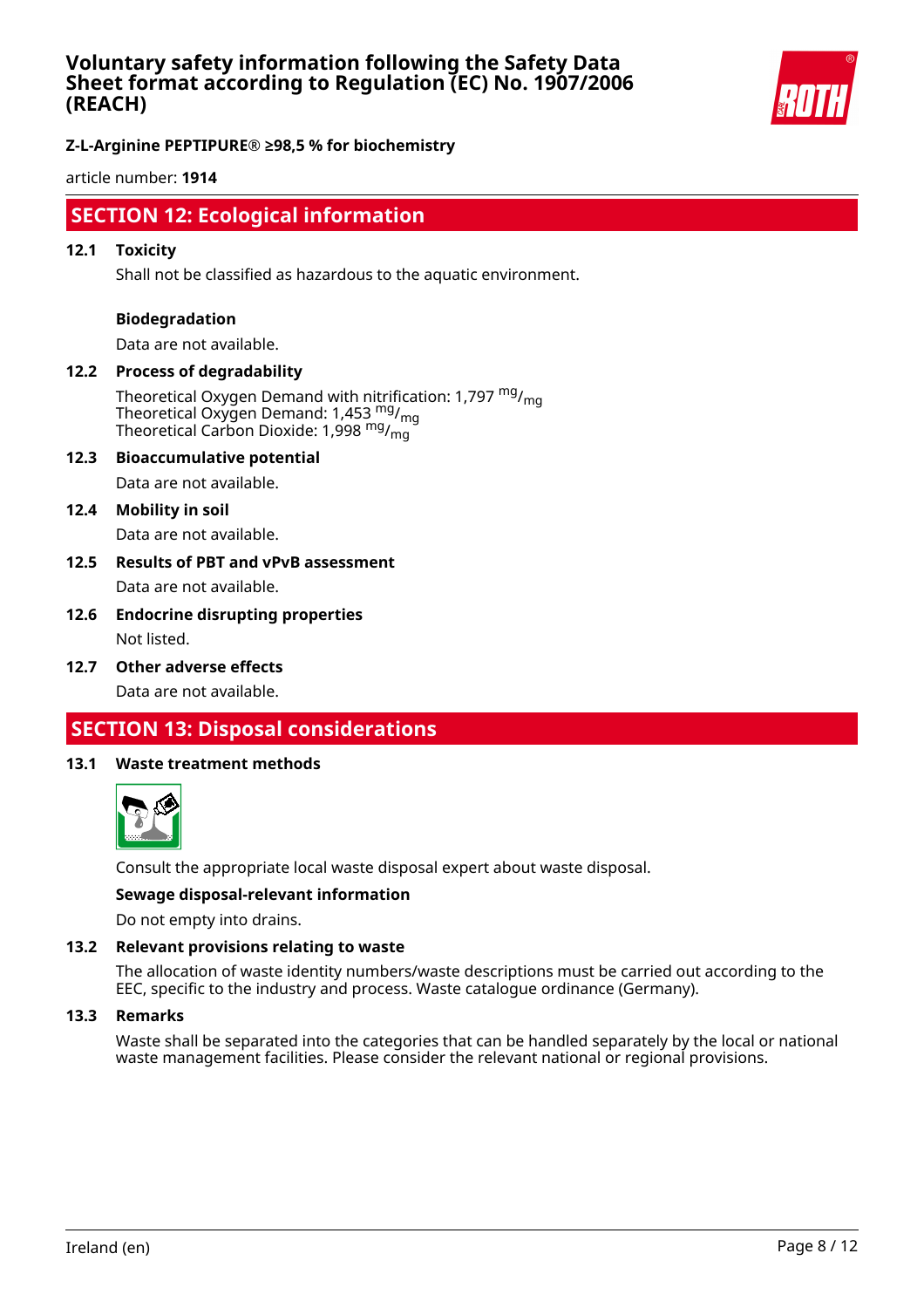## SECTION 12: Ecological information

### 12.1 Toxicity

Shall not be classified as hazardous to the aquatic environment.

**Biodegradation**

Data are not available.

### 12.2 Process of degradability

Theoretical Oxygen Demand with nitrification: 1,797 $^{mg}/_{mg}$
Theoretical Oxygen Demand: 1,453 $^{mg}/_{mg}$
Theoretical Carbon Dioxide: 1,998 $^{mg}/_{mg}$

### 12.3 Bioaccumulative potential

Data are not available.

### 12.4 Mobility in soil

Data are not available.

### 12.5 Results of PBT and vPvB assessment

Data are not available.

### 12.6 Endocrine disrupting properties

Not listed.

### 12.7 Other adverse effects

Data are not available.

## SECTION 13: Disposal considerations

### 13.1 Waste treatment methods

Consult the appropriate local waste disposal expert about waste disposal.

**Sewage disposal-relevant information**

Do not empty into drains.

### 13.2 Relevant provisions relating to waste

The allocation of waste identity numbers/waste descriptions must be carried out according to the EEC, specific to the industry and process. Waste catalogue ordinance (Germany).

### 13.3 Remarks

Waste shall be separated into the categories that can be handled separately by the local or national waste management facilities. Please consider the relevant national or regional provisions.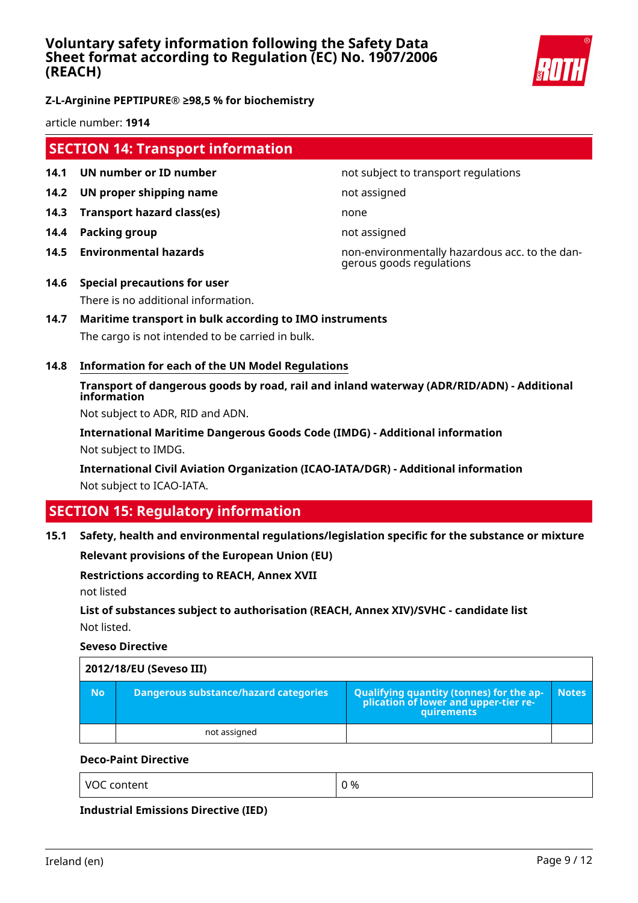## SECTION 14: Transport information

| | | |
|---|---|---|
| **14.1** | **UN number or ID number** | not subject to transport regulations |
| **14.2** | **UN proper shipping name** | not assigned |
| **14.3** | **Transport hazard class(es)** | none |
| **14.4** | **Packing group** | not assigned |
| **14.5** | **Environmental hazards** | non-environmentally hazardous acc. to the dangerous goods regulations |

**14.6 Special precautions for user**

There is no additional information.

**14.7 Maritime transport in bulk according to IMO instruments**

The cargo is not intended to be carried in bulk.

**14.8 Information for each of the UN Model Regulations**

**Transport of dangerous goods by road, rail and inland waterway (ADR/RID/ADN) - Additional information**

Not subject to ADR, RID and ADN.

**International Maritime Dangerous Goods Code (IMDG) - Additional information**

Not subject to IMDG.

**International Civil Aviation Organization (ICAO-IATA/DGR) - Additional information**

Not subject to ICAO-IATA.

## SECTION 15: Regulatory information

**15.1 Safety, health and environmental regulations/legislation specific for the substance or mixture**

**Relevant provisions of the European Union (EU)**

**Restrictions according to REACH, Annex XVII**

not listed

**List of substances subject to authorisation (REACH, Annex XIV)/SVHC - candidate list**

Not listed.

**Seveso Directive**

| 2012/18/EU (Seveso III) | | | |
|---|---|---|---|
| **No** | **Dangerous substance/hazard categories** | **Qualifying quantity (tonnes) for the application of lower and upper-tier requirements** | **Notes** |
| | not assigned | | |

**Deco-Paint Directive**

| VOC content | 0 % |
|---|---|

**Industrial Emissions Directive (IED)**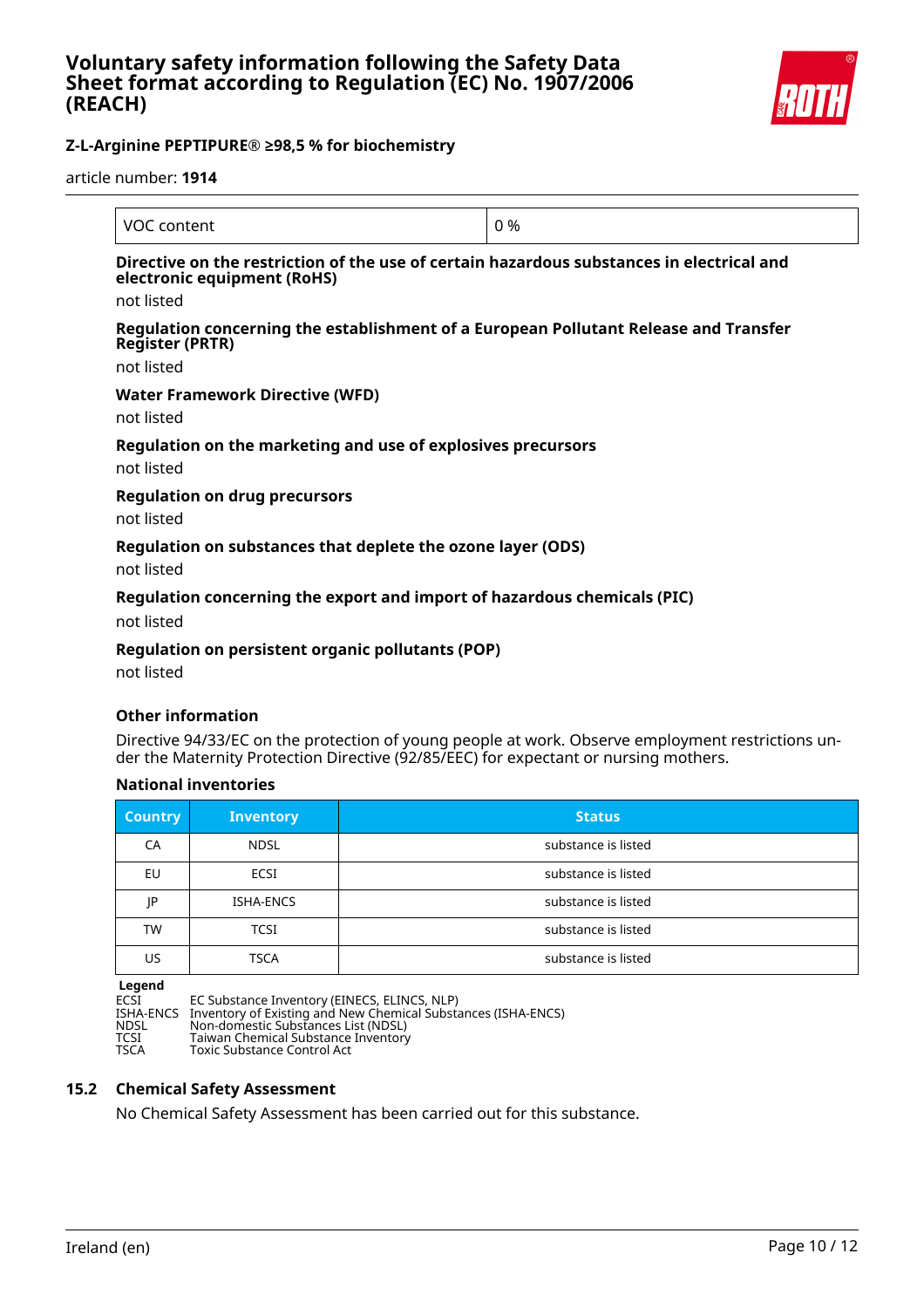| VOC content | 0 % |
|---|---|

**Directive on the restriction of the use of certain hazardous substances in electrical and electronic equipment (RoHS)**

not listed

**Regulation concerning the establishment of a European Pollutant Release and Transfer Register (PRTR)**

not listed

**Water Framework Directive (WFD)**

not listed

**Regulation on the marketing and use of explosives precursors**

not listed

**Regulation on drug precursors**

not listed

**Regulation on substances that deplete the ozone layer (ODS)**

not listed

**Regulation concerning the export and import of hazardous chemicals (PIC)**

not listed

**Regulation on persistent organic pollutants (POP)**

not listed

**Other information**

Directive 94/33/EC on the protection of young people at work. Observe employment restrictions under the Maternity Protection Directive (92/85/EEC) for expectant or nursing mothers.

**National inventories**

| Country | Inventory | Status |
|---|---|---|
| CA | NDSL | substance is listed |
| EU | ECSI | substance is listed |
| JP | ISHA-ENCS | substance is listed |
| TW | TCSI | substance is listed |
| US | TSCA | substance is listed |

**Legend**

ECSI EC Substance Inventory (EINECS, ELINCS, NLP)
ISHA-ENCS Inventory of Existing and New Chemical Substances (ISHA-ENCS)
NDSL Non-domestic Substances List (NDSL)
TCSI Taiwan Chemical Substance Inventory
TSCA Toxic Substance Control Act

## 15.2 Chemical Safety Assessment

No Chemical Safety Assessment has been carried out for this substance.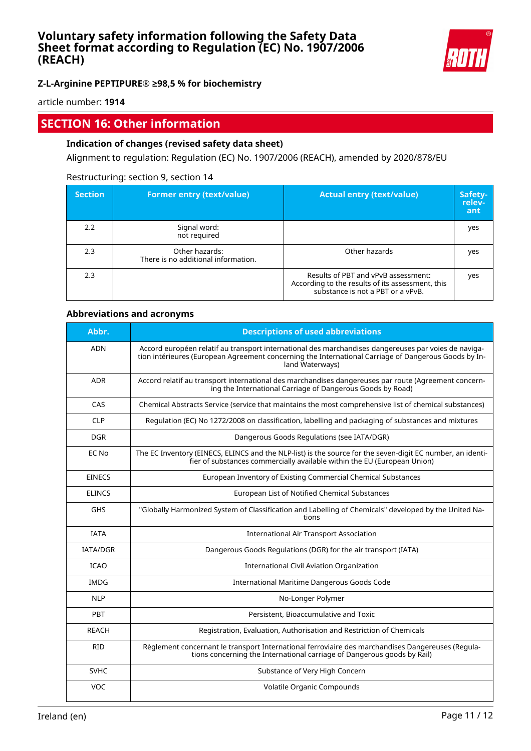## SECTION 16: Other information

### Indication of changes (revised safety data sheet)

Alignment to regulation: Regulation (EC) No. 1907/2006 (REACH), amended by 2020/878/EU

Restructuring: section 9, section 14

| Section | Former entry (text/value) | Actual entry (text/value) | Safety-relevant |
|---|---|---|---|
| 2.2 | Signal word:<br>not required | | yes |
| 2.3 | Other hazards:<br>There is no additional information. | Other hazards | yes |
| 2.3 | | Results of PBT and vPvB assessment:<br>According to the results of its assessment, this substance is not a PBT or a vPvB. | yes |

### Abbreviations and acronyms

| Abbr. | Descriptions of used abbreviations |
|---|---|
| ADN | Accord européen relatif au transport international des marchandises dangereuses par voies de navigation intérieures (European Agreement concerning the International Carriage of Dangerous Goods by Inland Waterways) |
| ADR | Accord relatif au transport international des marchandises dangereuses par route (Agreement concerning the International Carriage of Dangerous Goods by Road) |
| CAS | Chemical Abstracts Service (service that maintains the most comprehensive list of chemical substances) |
| CLP | Regulation (EC) No 1272/2008 on classification, labelling and packaging of substances and mixtures |
| DGR | Dangerous Goods Regulations (see IATA/DGR) |
| EC No | The EC Inventory (EINECS, ELINCS and the NLP-list) is the source for the seven-digit EC number, an identifier of substances commercially available within the EU (European Union) |
| EINECS | European Inventory of Existing Commercial Chemical Substances |
| ELINCS | European List of Notified Chemical Substances |
| GHS | "Globally Harmonized System of Classification and Labelling of Chemicals" developed by the United Nations |
| IATA | International Air Transport Association |
| IATA/DGR | Dangerous Goods Regulations (DGR) for the air transport (IATA) |
| ICAO | International Civil Aviation Organization |
| IMDG | International Maritime Dangerous Goods Code |
| NLP | No-Longer Polymer |
| PBT | Persistent, Bioaccumulative and Toxic |
| REACH | Registration, Evaluation, Authorisation and Restriction of Chemicals |
| RID | Règlement concernant le transport International ferroviaire des marchandises Dangereuses (Regulations concerning the International carriage of Dangerous goods by Rail) |
| SVHC | Substance of Very High Concern |
| VOC | Volatile Organic Compounds |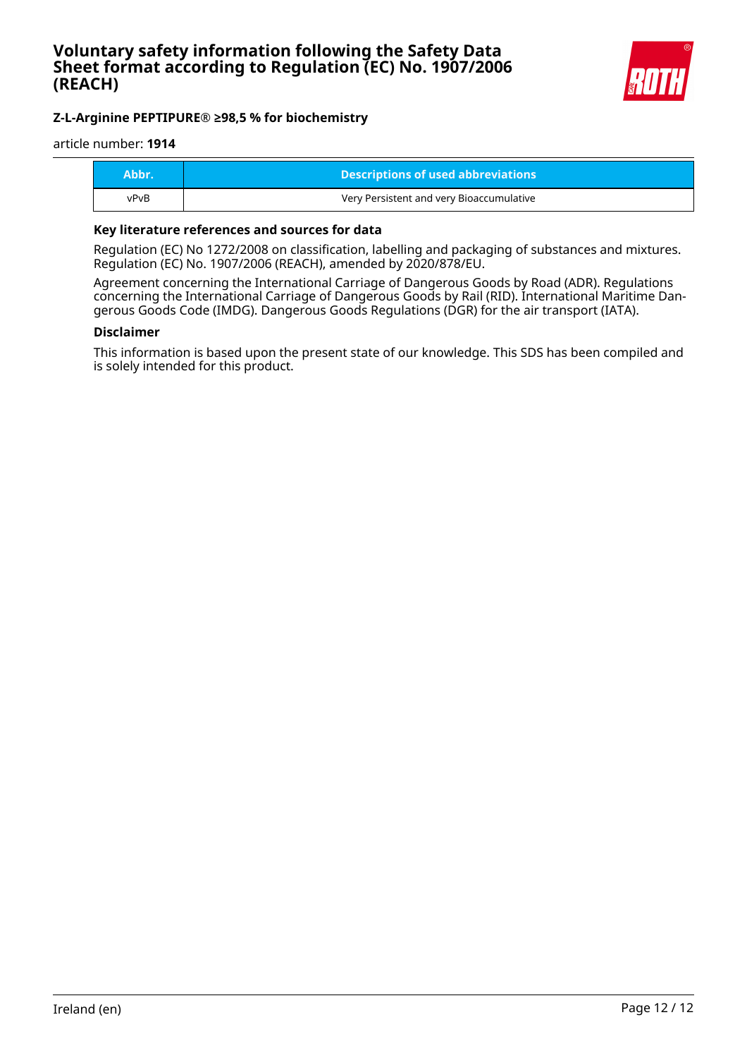| Abbr. | Descriptions of used abbreviations |
| --- | --- |
| vPvB | Very Persistent and very Bioaccumulative |

### Key literature references and sources for data

Regulation (EC) No 1272/2008 on classification, labelling and packaging of substances and mixtures. Regulation (EC) No. 1907/2006 (REACH), amended by 2020/878/EU.

Agreement concerning the International Carriage of Dangerous Goods by Road (ADR). Regulations concerning the International Carriage of Dangerous Goods by Rail (RID). International Maritime Dangerous Goods Code (IMDG). Dangerous Goods Regulations (DGR) for the air transport (IATA).

### Disclaimer

This information is based upon the present state of our knowledge. This SDS has been compiled and is solely intended for this product.